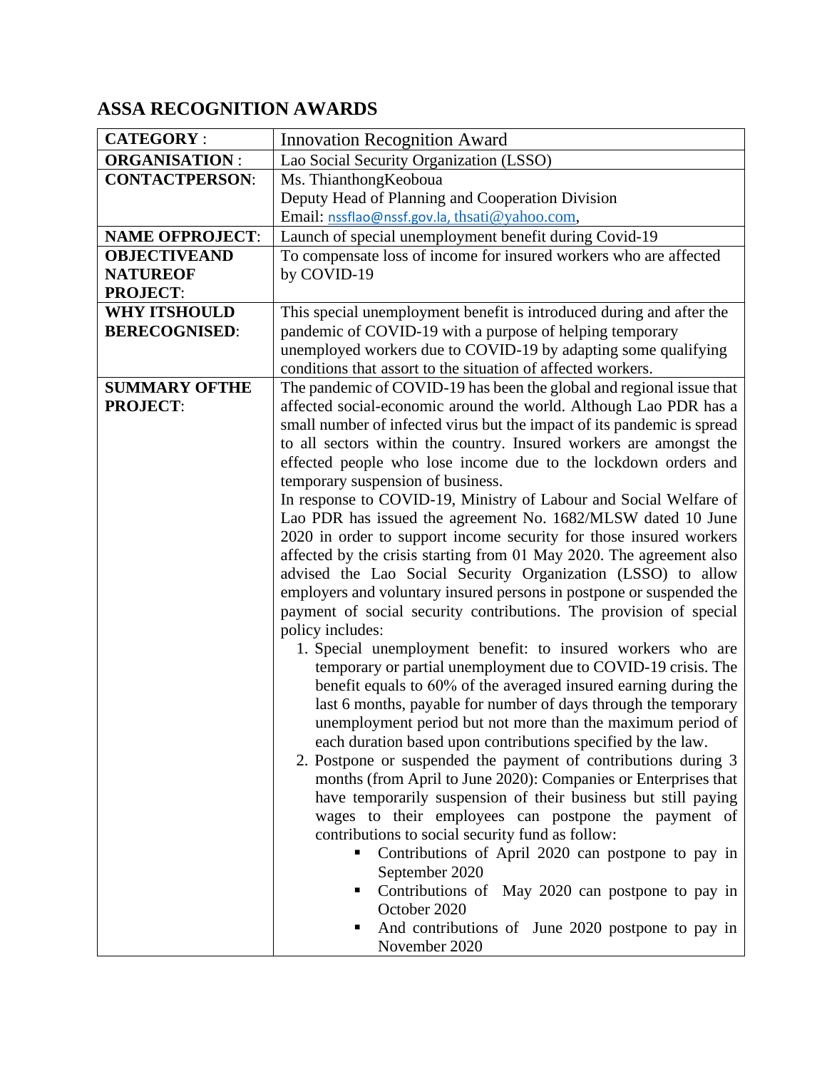# ASSA RECOGNITION AWARDS

| **CATEGORY** : | Innovation Recognition Award |
|---|---|
| **ORGANISATION** : | Lao Social Security Organization (LSSO) |
| **CONTACTPERSON**: | Ms. ThianthongKeoboua<br>Deputy Head of Planning and Cooperation Division<br>Email: nssflao@nssf.gov.la, thsati@yahoo.com, |
| **NAME OFPROJECT**: | Launch of special unemployment benefit during Covid-19 |
| **OBJECTIVEAND NATUREOF PROJECT**: | To compensate loss of income for insured workers who are affected by COVID-19 |
| **WHY ITSHOULD BERECOGNISED**: | This special unemployment benefit is introduced during and after the pandemic of COVID-19 with a purpose of helping temporary unemployed workers due to COVID-19 by adapting some qualifying conditions that assort to the situation of affected workers. |
| **SUMMARY OFTHE PROJECT**: | The pandemic of COVID-19 has been the global and regional issue that affected social-economic around the world. Although Lao PDR has a small number of infected virus but the impact of its pandemic is spread to all sectors within the country. Insured workers are amongst the effected people who lose income due to the lockdown orders and temporary suspension of business.<br>In response to COVID-19, Ministry of Labour and Social Welfare of Lao PDR has issued the agreement No. 1682/MLSW dated 10 June 2020 in order to support income security for those insured workers affected by the crisis starting from 01 May 2020. The agreement also advised the Lao Social Security Organization (LSSO) to allow employers and voluntary insured persons in postpone or suspended the payment of social security contributions. The provision of special policy includes:<br>1. Special unemployment benefit: to insured workers who are temporary or partial unemployment due to COVID-19 crisis. The benefit equals to 60% of the averaged insured earning during the last 6 months, payable for number of days through the temporary unemployment period but not more than the maximum period of each duration based upon contributions specified by the law.<br>2. Postpone or suspended the payment of contributions during 3 months (from April to June 2020): Companies or Enterprises that have temporarily suspension of their business but still paying wages to their employees can postpone the payment of contributions to social security fund as follow:<br>▪ Contributions of April 2020 can postpone to pay in September 2020<br>▪ Contributions of May 2020 can postpone to pay in October 2020<br>▪ And contributions of June 2020 postpone to pay in November 2020 |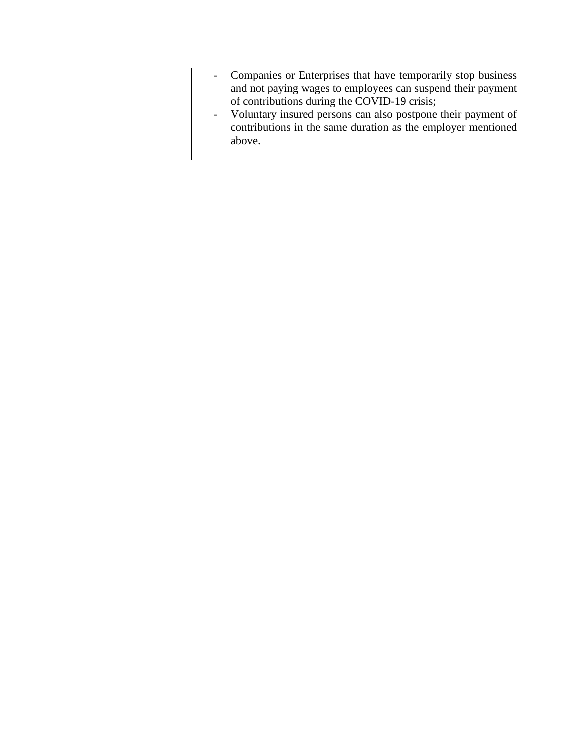| | |
|---|---|
| | - Companies or Enterprises that have temporarily stop business and not paying wages to employees can suspend their payment of contributions during the COVID-19 crisis;<br>- Voluntary insured persons can also postpone their payment of contributions in the same duration as the employer mentioned above. |